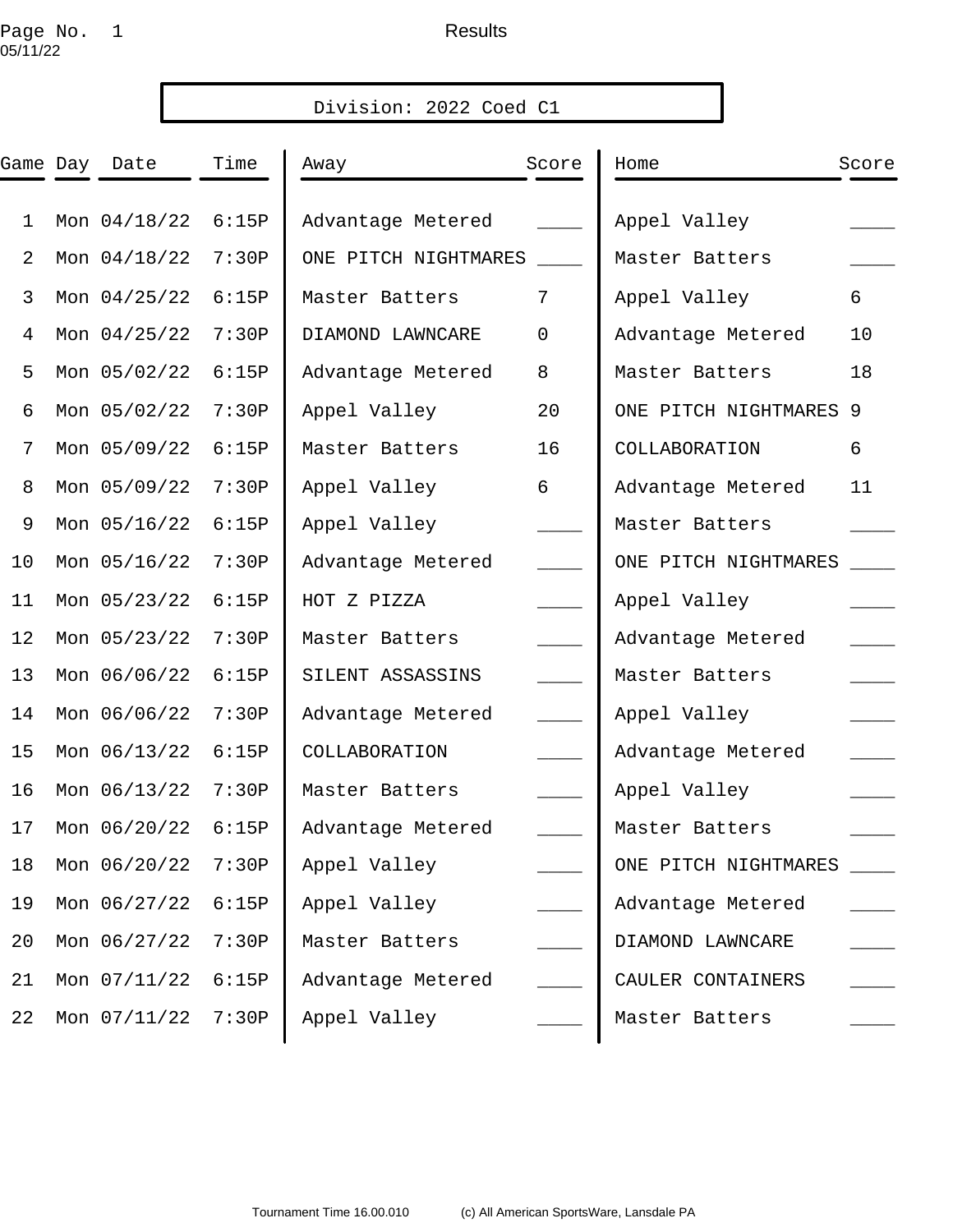Results

05/11/22

**Division: 2022 Coed C1**

| Game | Day | Date | Time | Away | Score | Home | Score |
|---|---|---|---|---|---|---|---|
| 1 | Mon | 04/18/22 | 6:15P | Advantage Metered | ____ | Appel Valley | ____ |
| 2 | Mon | 04/18/22 | 7:30P | ONE PITCH NIGHTMARES | ____ | Master Batters | ____ |
| 3 | Mon | 04/25/22 | 6:15P | Master Batters | 7 | Appel Valley | 6 |
| 4 | Mon | 04/25/22 | 7:30P | DIAMOND LAWNCARE | 0 | Advantage Metered | 10 |
| 5 | Mon | 05/02/22 | 6:15P | Advantage Metered | 8 | Master Batters | 18 |
| 6 | Mon | 05/02/22 | 7:30P | Appel Valley | 20 | ONE PITCH NIGHTMARES | 9 |
| 7 | Mon | 05/09/22 | 6:15P | Master Batters | 16 | COLLABORATION | 6 |
| 8 | Mon | 05/09/22 | 7:30P | Appel Valley | 6 | Advantage Metered | 11 |
| 9 | Mon | 05/16/22 | 6:15P | Appel Valley | ____ | Master Batters | ____ |
| 10 | Mon | 05/16/22 | 7:30P | Advantage Metered | ____ | ONE PITCH NIGHTMARES | ____ |
| 11 | Mon | 05/23/22 | 6:15P | HOT Z PIZZA | ____ | Appel Valley | ____ |
| 12 | Mon | 05/23/22 | 7:30P | Master Batters | ____ | Advantage Metered | ____ |
| 13 | Mon | 06/06/22 | 6:15P | SILENT ASSASSINS | ____ | Master Batters | ____ |
| 14 | Mon | 06/06/22 | 7:30P | Advantage Metered | ____ | Appel Valley | ____ |
| 15 | Mon | 06/13/22 | 6:15P | COLLABORATION | ____ | Advantage Metered | ____ |
| 16 | Mon | 06/13/22 | 7:30P | Master Batters | ____ | Appel Valley | ____ |
| 17 | Mon | 06/20/22 | 6:15P | Advantage Metered | ____ | Master Batters | ____ |
| 18 | Mon | 06/20/22 | 7:30P | Appel Valley | ____ | ONE PITCH NIGHTMARES | ____ |
| 19 | Mon | 06/27/22 | 6:15P | Appel Valley | ____ | Advantage Metered | ____ |
| 20 | Mon | 06/27/22 | 7:30P | Master Batters | ____ | DIAMOND LAWNCARE | ____ |
| 21 | Mon | 07/11/22 | 6:15P | Advantage Metered | ____ | CAULER CONTAINERS | ____ |
| 22 | Mon | 07/11/22 | 7:30P | Appel Valley | ____ | Master Batters | ____ |

Tournament Time 16.00.010 (c) All American SportsWare, Lansdale PA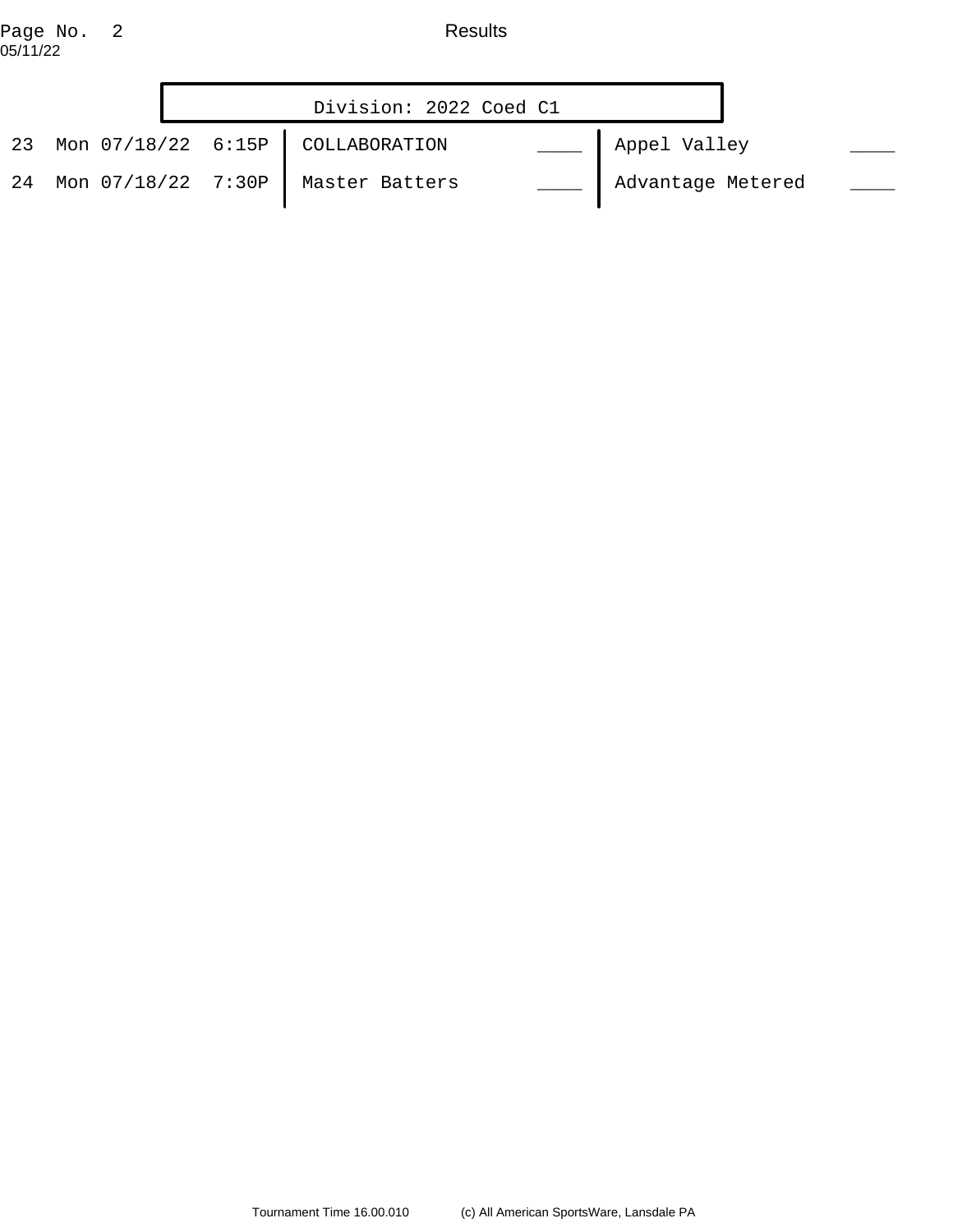Results

05/11/22

## Division: 2022 Coed C1

| | | | | | | | |
|---|---|---|---|---|---|---|---|
| 23 | Mon 07/18/22 | 6:15P | COLLABORATION | ____ | Appel Valley | ____ |
| 24 | Mon 07/18/22 | 7:30P | Master Batters | ____ | Advantage Metered | ____ |

Tournament Time 16.00.010 (c) All American SportsWare, Lansdale PA